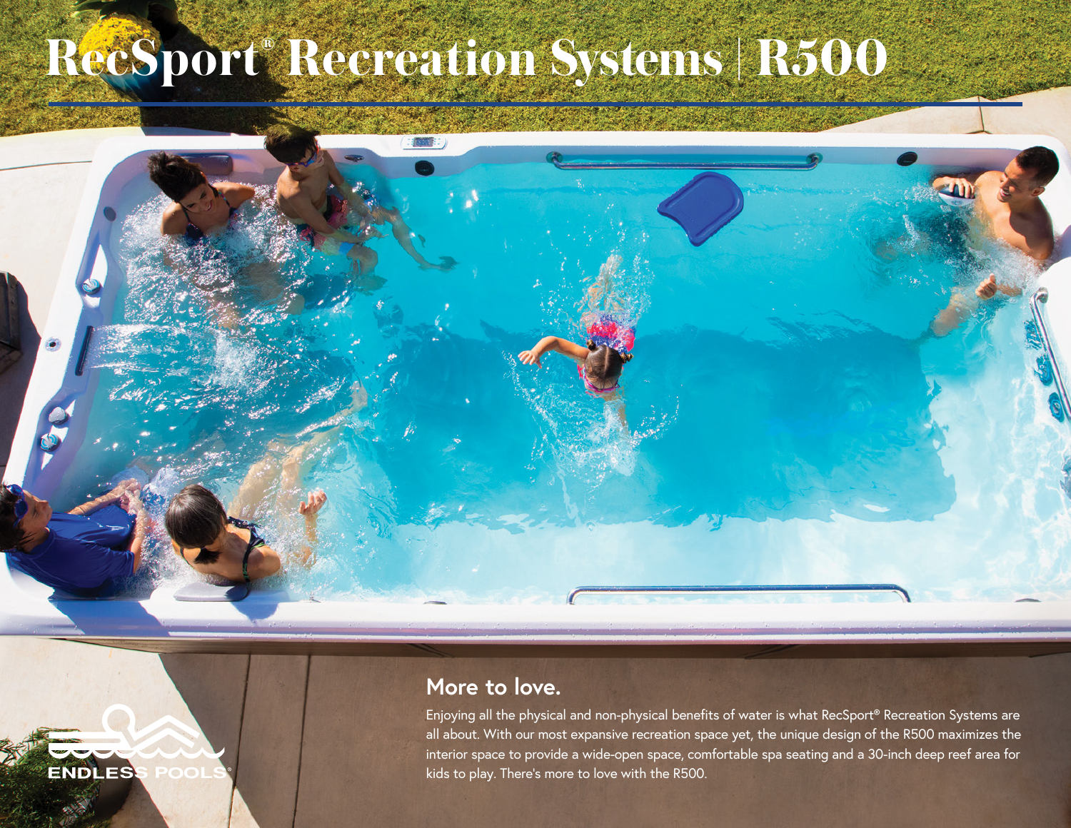# RecSport® Recreation Systems | R500

## More to love.

Enjoying all the physical and non-physical benefits of water is what RecSport® Recreation Systems are all about. With our most expansive recreation space yet, the unique design of the R500 maximizes the interior space to provide a wide-open space, comfortable spa seating and a 30-inch deep reef area for kids to play. There's more to love with the R500.

ENDLESS POOLS®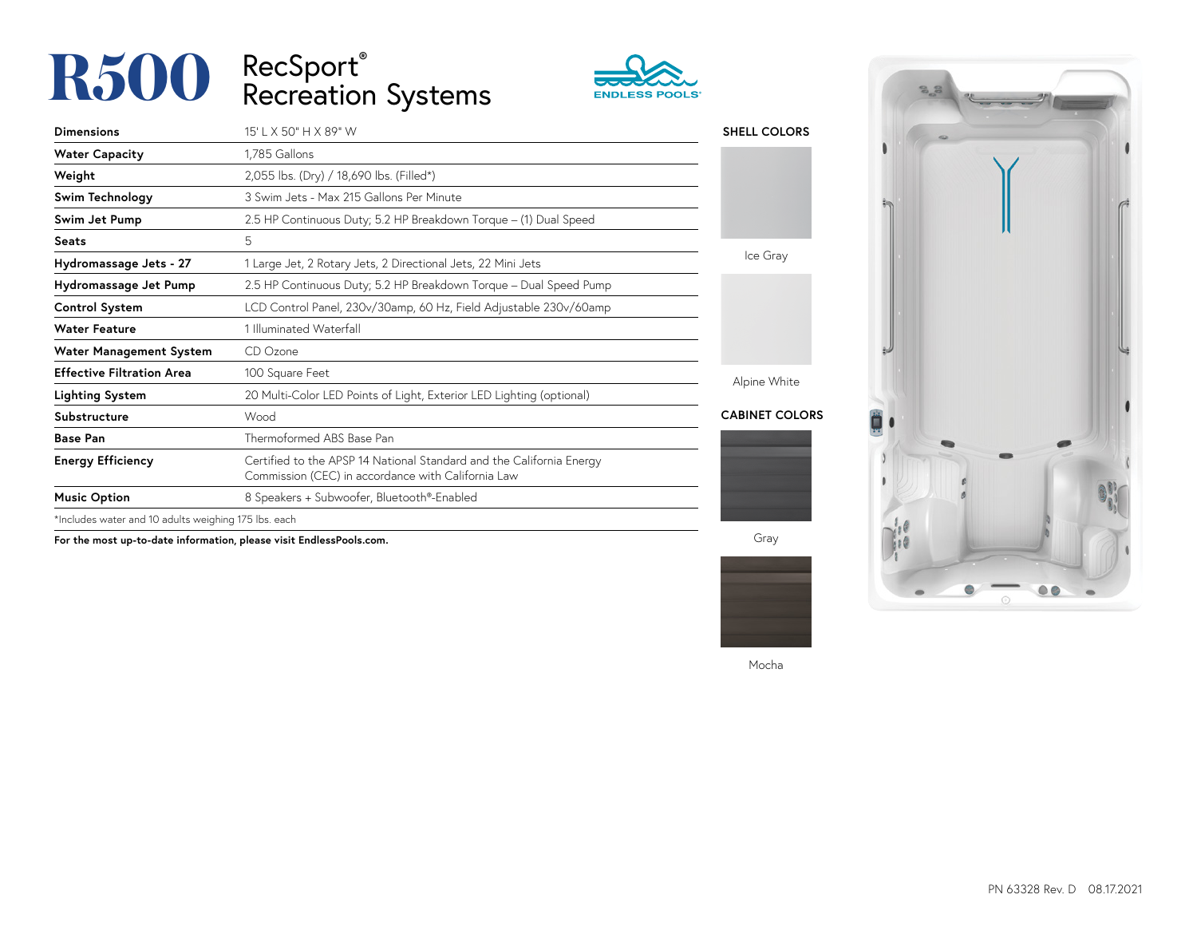# R500 RecSport® Recreation Systems

ENDLESS POOLS®

| | |
|---|---|
| **Dimensions** | 15' L X 50" H X 89" W |
| **Water Capacity** | 1,785 Gallons |
| **Weight** | 2,055 lbs. (Dry) / 18,690 lbs. (Filled*) |
| **Swim Technology** | 3 Swim Jets - Max 215 Gallons Per Minute |
| **Swim Jet Pump** | 2.5 HP Continuous Duty; 5.2 HP Breakdown Torque – (1) Dual Speed |
| **Seats** | 5 |
| **Hydromassage Jets - 27** | 1 Large Jet, 2 Rotary Jets, 2 Directional Jets, 22 Mini Jets |
| **Hydromassage Jet Pump** | 2.5 HP Continuous Duty; 5.2 HP Breakdown Torque – Dual Speed Pump |
| **Control System** | LCD Control Panel, 230v/30amp, 60 Hz, Field Adjustable 230v/60amp |
| **Water Feature** | 1 Illuminated Waterfall |
| **Water Management System** | CD Ozone |
| **Effective Filtration Area** | 100 Square Feet |
| **Lighting System** | 20 Multi-Color LED Points of Light, Exterior LED Lighting (optional) |
| **Substructure** | Wood |
| **Base Pan** | Thermoformed ABS Base Pan |
| **Energy Efficiency** | Certified to the APSP 14 National Standard and the California Energy Commission (CEC) in accordance with California Law |
| **Music Option** | 8 Speakers + Subwoofer, Bluetooth®-Enabled |

*Includes water and 10 adults weighing 175 lbs. each

**For the most up-to-date information, please visit EndlessPools.com.**

**SHELL COLORS**

Ice Gray

Alpine White

**CABINET COLORS**

Gray

Mocha

PN 63328 Rev. D 08.17.2021